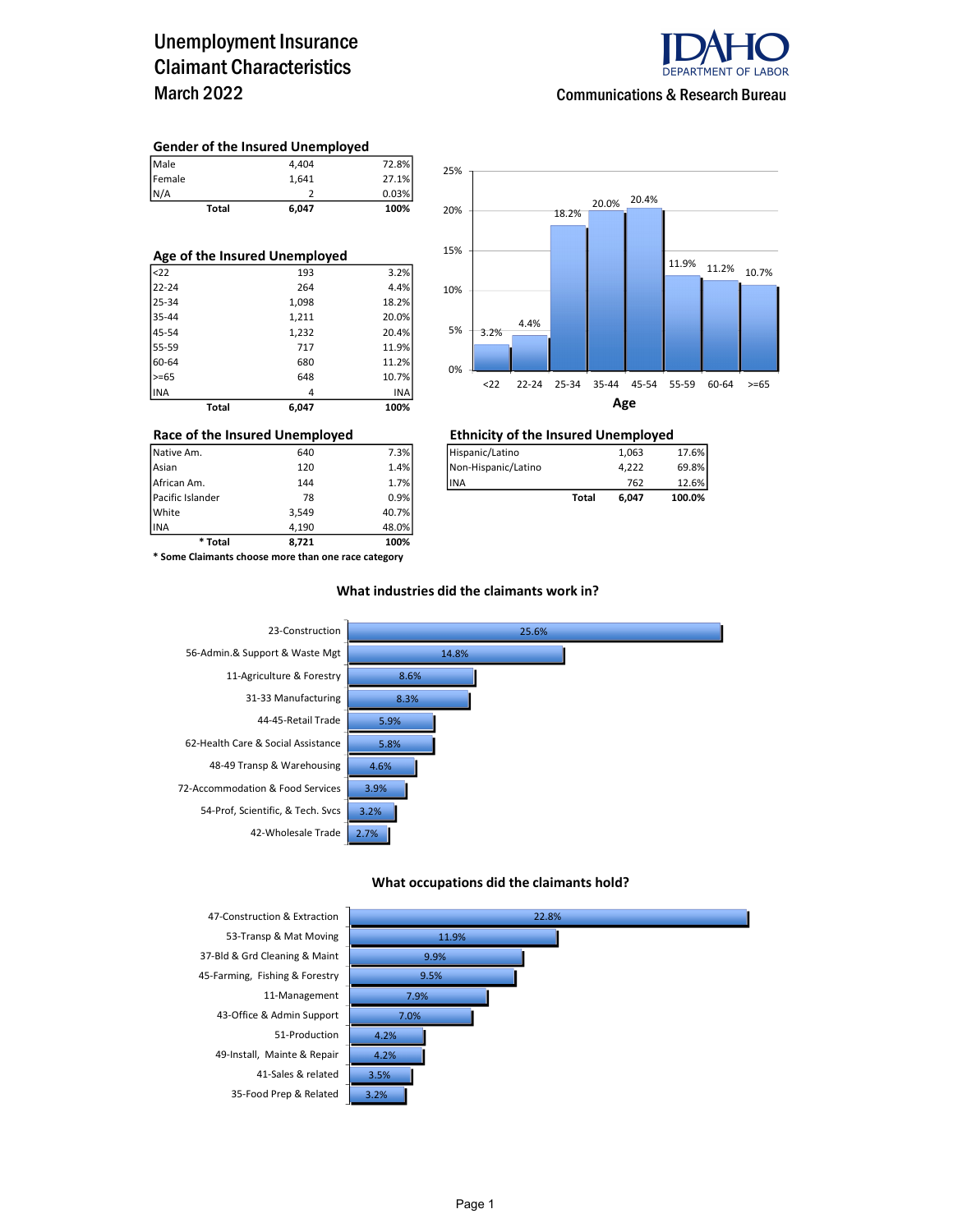# Unemployment Insurance Claimant Characteristics March 2022

IDAHO DEPARTMENT OF LABOR

Communications & Research Bureau

### Gender of the Insured Unemployed

| | | |
|---|---|---|
| Male | 4,404 | 72.8% |
| Female | 1,641 | 27.1% |
| N/A | 2 | 0.03% |
| **Total** | **6,047** | **100%** |

### Age of the Insured Unemployed

| | | |
|---|---|---|
| <22 | 193 | 3.2% |
| 22-24 | 264 | 4.4% |
| 25-34 | 1,098 | 18.2% |
| 35-44 | 1,211 | 20.0% |
| 45-54 | 1,232 | 20.4% |
| 55-59 | 717 | 11.9% |
| 60-64 | 680 | 11.2% |
| >=65 | 648 | 10.7% |
| INA | 4 | INA |
| **Total** | **6,047** | **100%** |

**Age**

| Age | <22 | 22-24 | 25-34 | 35-44 | 45-54 | 55-59 | 60-64 | >=65 |
|---|---|---|---|---|---|---|---|---|
| Percent | 3.2% | 4.4% | 18.2% | 20.0% | 20.4% | 11.9% | 11.2% | 10.7% |

### Race of the Insured Unemployed

| | | |
|---|---|---|
| Native Am. | 640 | 7.3% |
| Asian | 120 | 1.4% |
| African Am. | 144 | 1.7% |
| Pacific Islander | 78 | 0.9% |
| White | 3,549 | 40.7% |
| INA | 4,190 | 48.0% |
| *** Total** | **8,721** | **100%** |

**\* Some Claimants choose more than one race category**

### Ethnicity of the Insured Unemployed

| | | |
|---|---|---|
| Hispanic/Latino | 1,063 | 17.6% |
| Non-Hispanic/Latino | 4,222 | 69.8% |
| INA | 762 | 12.6% |
| **Total** | **6,047** | **100.0%** |

### What industries did the claimants work in?

| Industry | Percent |
|---|---|
| 23-Construction | 25.6% |
| 56-Admin.& Support & Waste Mgt | 14.8% |
| 11-Agriculture & Forestry | 8.6% |
| 31-33 Manufacturing | 8.3% |
| 44-45-Retail Trade | 5.9% |
| 62-Health Care & Social Assistance | 5.8% |
| 48-49 Transp & Warehousing | 4.6% |
| 72-Accommodation & Food Services | 3.9% |
| 54-Prof, Scientific, & Tech. Svcs | 3.2% |
| 42-Wholesale Trade | 2.7% |

### What occupations did the claimants hold?

| Occupation | Percent |
|---|---|
| 47-Construction & Extraction | 22.8% |
| 53-Transp & Mat Moving | 11.9% |
| 37-Bld & Grd Cleaning & Maint | 9.9% |
| 45-Farming, Fishing & Forestry | 9.5% |
| 11-Management | 7.9% |
| 43-Office & Admin Support | 7.0% |
| 51-Production | 4.2% |
| 49-Install, Mainte & Repair | 4.2% |
| 41-Sales & related | 3.5% |
| 35-Food Prep & Related | 3.2% |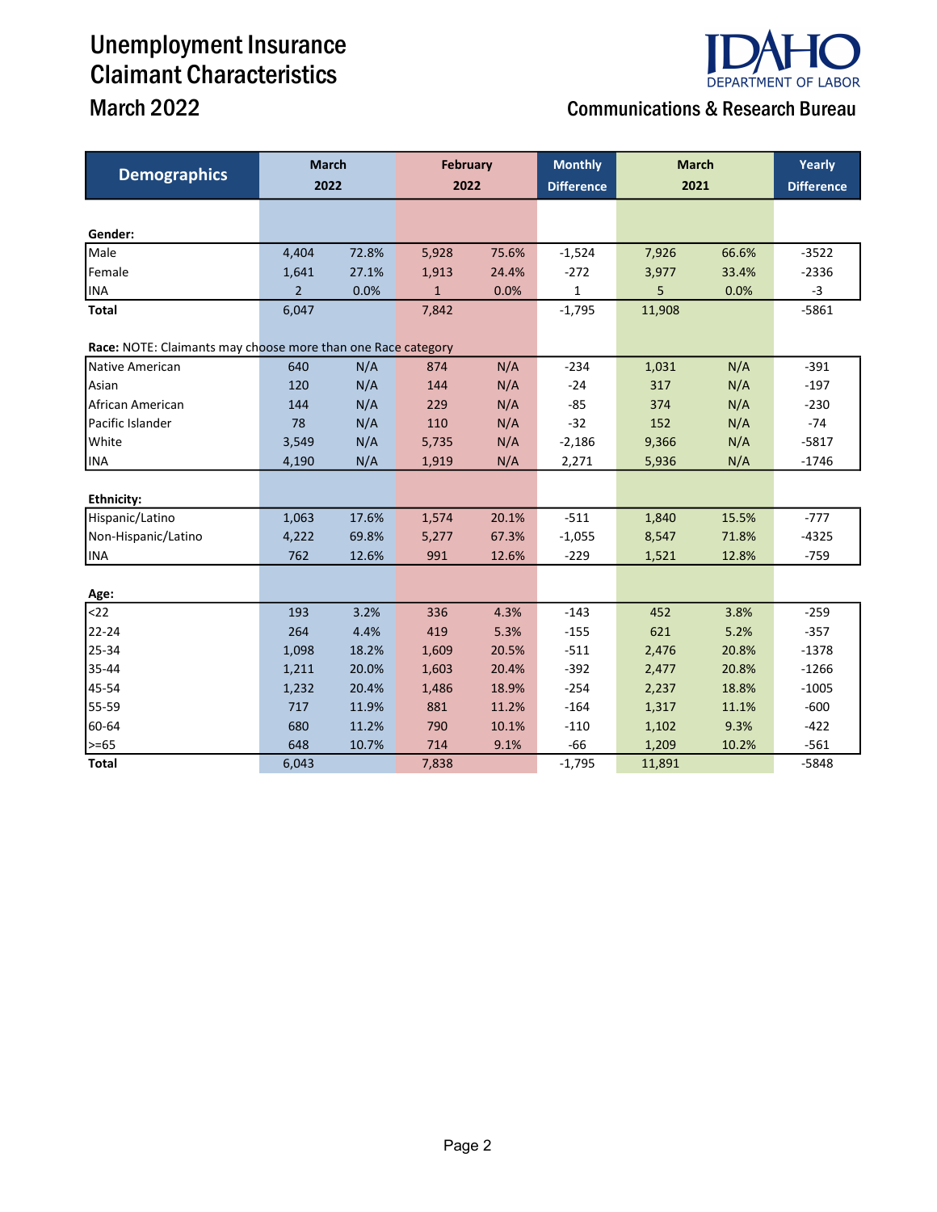# Unemployment Insurance Claimant Characteristics

## March 2022

**Communications & Research Bureau**

| Demographics | March 2022 | | February 2022 | | Monthly Difference | March 2021 | | Yearly Difference |
|---|---|---|---|---|---|---|---|---|
| **Gender:** | | | | | | | | |
| Male | 4,404 | 72.8% | 5,928 | 75.6% | -1,524 | 7,926 | 66.6% | -3522 |
| Female | 1,641 | 27.1% | 1,913 | 24.4% | -272 | 3,977 | 33.4% | -2336 |
| INA | 2 | 0.0% | 1 | 0.0% | 1 | 5 | 0.0% | -3 |
| **Total** | 6,047 | | 7,842 | | -1,795 | 11,908 | | -5861 |
| **Race:** NOTE: Claimants may choose more than one Race category | | | | | | | | |
| Native American | 640 | N/A | 874 | N/A | -234 | 1,031 | N/A | -391 |
| Asian | 120 | N/A | 144 | N/A | -24 | 317 | N/A | -197 |
| African American | 144 | N/A | 229 | N/A | -85 | 374 | N/A | -230 |
| Pacific Islander | 78 | N/A | 110 | N/A | -32 | 152 | N/A | -74 |
| White | 3,549 | N/A | 5,735 | N/A | -2,186 | 9,366 | N/A | -5817 |
| INA | 4,190 | N/A | 1,919 | N/A | 2,271 | 5,936 | N/A | -1746 |
| **Ethnicity:** | | | | | | | | |
| Hispanic/Latino | 1,063 | 17.6% | 1,574 | 20.1% | -511 | 1,840 | 15.5% | -777 |
| Non-Hispanic/Latino | 4,222 | 69.8% | 5,277 | 67.3% | -1,055 | 8,547 | 71.8% | -4325 |
| INA | 762 | 12.6% | 991 | 12.6% | -229 | 1,521 | 12.8% | -759 |
| **Age:** | | | | | | | | |
| <22 | 193 | 3.2% | 336 | 4.3% | -143 | 452 | 3.8% | -259 |
| 22-24 | 264 | 4.4% | 419 | 5.3% | -155 | 621 | 5.2% | -357 |
| 25-34 | 1,098 | 18.2% | 1,609 | 20.5% | -511 | 2,476 | 20.8% | -1378 |
| 35-44 | 1,211 | 20.0% | 1,603 | 20.4% | -392 | 2,477 | 20.8% | -1266 |
| 45-54 | 1,232 | 20.4% | 1,486 | 18.9% | -254 | 2,237 | 18.8% | -1005 |
| 55-59 | 717 | 11.9% | 881 | 11.2% | -164 | 1,317 | 11.1% | -600 |
| 60-64 | 680 | 11.2% | 790 | 10.1% | -110 | 1,102 | 9.3% | -422 |
| >=65 | 648 | 10.7% | 714 | 9.1% | -66 | 1,209 | 10.2% | -561 |
| **Total** | 6,043 | | 7,838 | | -1,795 | 11,891 | | -5848 |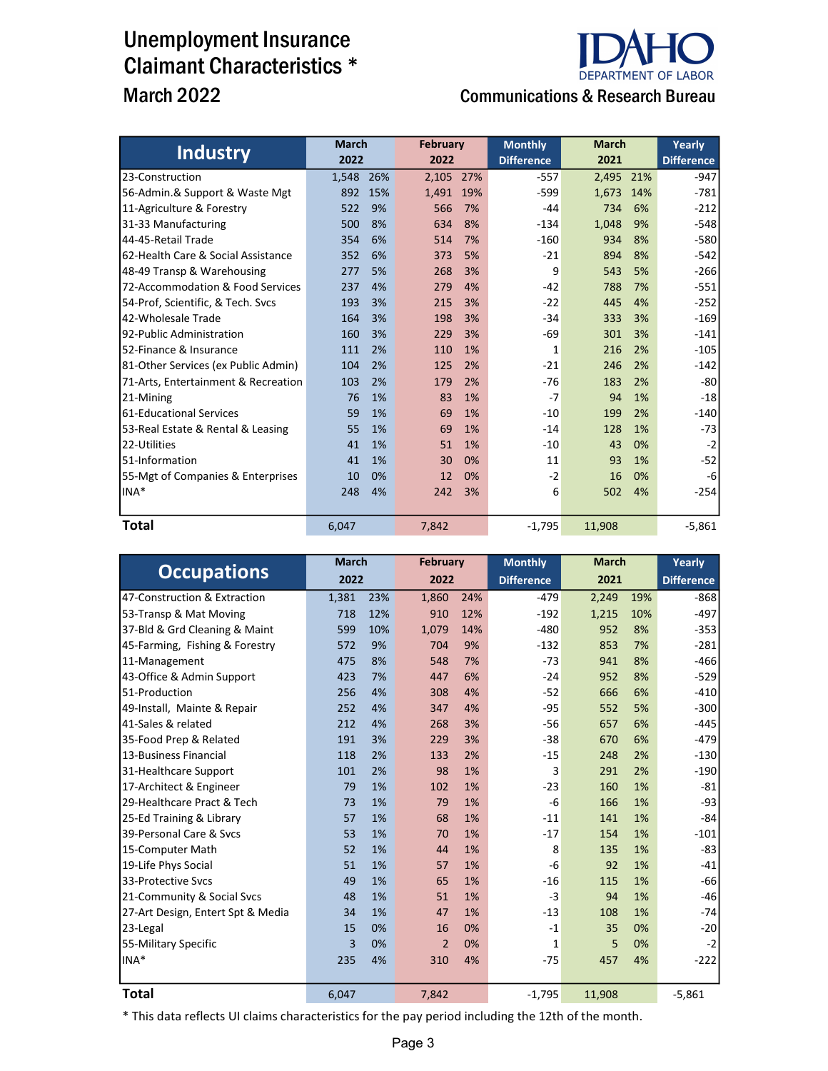# Unemployment Insurance Claimant Characteristics *

## March 2022

**IDAHO DEPARTMENT OF LABOR**

**Communications & Research Bureau**

| Industry | March 2022 | | February 2022 | | Monthly Difference | March 2021 | | Yearly Difference |
|---|---|---|---|---|---|---|---|---|
| 23-Construction | 1,548 | 26% | 2,105 | 27% | -557 | 2,495 | 21% | -947 |
| 56-Admin.& Support & Waste Mgt | 892 | 15% | 1,491 | 19% | -599 | 1,673 | 14% | -781 |
| 11-Agriculture & Forestry | 522 | 9% | 566 | 7% | -44 | 734 | 6% | -212 |
| 31-33 Manufacturing | 500 | 8% | 634 | 8% | -134 | 1,048 | 9% | -548 |
| 44-45-Retail Trade | 354 | 6% | 514 | 7% | -160 | 934 | 8% | -580 |
| 62-Health Care & Social Assistance | 352 | 6% | 373 | 5% | -21 | 894 | 8% | -542 |
| 48-49 Transp & Warehousing | 277 | 5% | 268 | 3% | 9 | 543 | 5% | -266 |
| 72-Accommodation & Food Services | 237 | 4% | 279 | 4% | -42 | 788 | 7% | -551 |
| 54-Prof, Scientific, & Tech. Svcs | 193 | 3% | 215 | 3% | -22 | 445 | 4% | -252 |
| 42-Wholesale Trade | 164 | 3% | 198 | 3% | -34 | 333 | 3% | -169 |
| 92-Public Administration | 160 | 3% | 229 | 3% | -69 | 301 | 3% | -141 |
| 52-Finance & Insurance | 111 | 2% | 110 | 1% | 1 | 216 | 2% | -105 |
| 81-Other Services (ex Public Admin) | 104 | 2% | 125 | 2% | -21 | 246 | 2% | -142 |
| 71-Arts, Entertainment & Recreation | 103 | 2% | 179 | 2% | -76 | 183 | 2% | -80 |
| 21-Mining | 76 | 1% | 83 | 1% | -7 | 94 | 1% | -18 |
| 61-Educational Services | 59 | 1% | 69 | 1% | -10 | 199 | 2% | -140 |
| 53-Real Estate & Rental & Leasing | 55 | 1% | 69 | 1% | -14 | 128 | 1% | -73 |
| 22-Utilities | 41 | 1% | 51 | 1% | -10 | 43 | 0% | -2 |
| 51-Information | 41 | 1% | 30 | 0% | 11 | 93 | 1% | -52 |
| 55-Mgt of Companies & Enterprises | 10 | 0% | 12 | 0% | -2 | 16 | 0% | -6 |
| INA* | 248 | 4% | 242 | 3% | 6 | 502 | 4% | -254 |
| **Total** | 6,047 | | 7,842 | | -1,795 | 11,908 | | -5,861 |

| Occupations | March 2022 | | February 2022 | | Monthly Difference | March 2021 | | Yearly Difference |
|---|---|---|---|---|---|---|---|---|
| 47-Construction & Extraction | 1,381 | 23% | 1,860 | 24% | -479 | 2,249 | 19% | -868 |
| 53-Transp & Mat Moving | 718 | 12% | 910 | 12% | -192 | 1,215 | 10% | -497 |
| 37-Bld & Grd Cleaning & Maint | 599 | 10% | 1,079 | 14% | -480 | 952 | 8% | -353 |
| 45-Farming, Fishing & Forestry | 572 | 9% | 704 | 9% | -132 | 853 | 7% | -281 |
| 11-Management | 475 | 8% | 548 | 7% | -73 | 941 | 8% | -466 |
| 43-Office & Admin Support | 423 | 7% | 447 | 6% | -24 | 952 | 8% | -529 |
| 51-Production | 256 | 4% | 308 | 4% | -52 | 666 | 6% | -410 |
| 49-Install, Mainte & Repair | 252 | 4% | 347 | 4% | -95 | 552 | 5% | -300 |
| 41-Sales & related | 212 | 4% | 268 | 3% | -56 | 657 | 6% | -445 |
| 35-Food Prep & Related | 191 | 3% | 229 | 3% | -38 | 670 | 6% | -479 |
| 13-Business Financial | 118 | 2% | 133 | 2% | -15 | 248 | 2% | -130 |
| 31-Healthcare Support | 101 | 2% | 98 | 1% | 3 | 291 | 2% | -190 |
| 17-Architect & Engineer | 79 | 1% | 102 | 1% | -23 | 160 | 1% | -81 |
| 29-Healthcare Pract & Tech | 73 | 1% | 79 | 1% | -6 | 166 | 1% | -93 |
| 25-Ed Training & Library | 57 | 1% | 68 | 1% | -11 | 141 | 1% | -84 |
| 39-Personal Care & Svcs | 53 | 1% | 70 | 1% | -17 | 154 | 1% | -101 |
| 15-Computer Math | 52 | 1% | 44 | 1% | 8 | 135 | 1% | -83 |
| 19-Life Phys Social | 51 | 1% | 57 | 1% | -6 | 92 | 1% | -41 |
| 33-Protective Svcs | 49 | 1% | 65 | 1% | -16 | 115 | 1% | -66 |
| 21-Community & Social Svcs | 48 | 1% | 51 | 1% | -3 | 94 | 1% | -46 |
| 27-Art Design, Entert Spt & Media | 34 | 1% | 47 | 1% | -13 | 108 | 1% | -74 |
| 23-Legal | 15 | 0% | 16 | 0% | -1 | 35 | 0% | -20 |
| 55-Military Specific | 3 | 0% | 2 | 0% | 1 | 5 | 0% | -2 |
| INA* | 235 | 4% | 310 | 4% | -75 | 457 | 4% | -222 |
| **Total** | 6,047 | | 7,842 | | -1,795 | 11,908 | | -5,861 |

* This data reflects UI claims characteristics for the pay period including the 12th of the month.